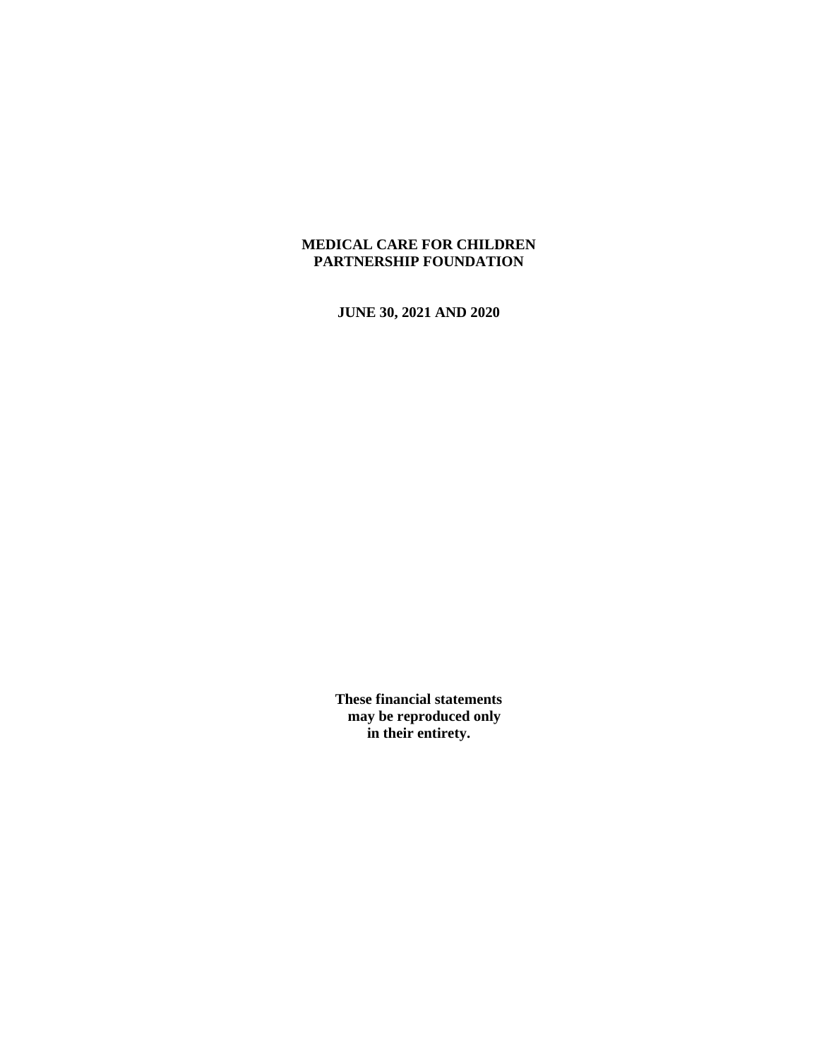# MEDICAL CARE FOR CHILDREN PARTNERSHIP FOUNDATION

## JUNE 30, 2021 AND 2020

**These financial statements may be reproduced only in their entirety.**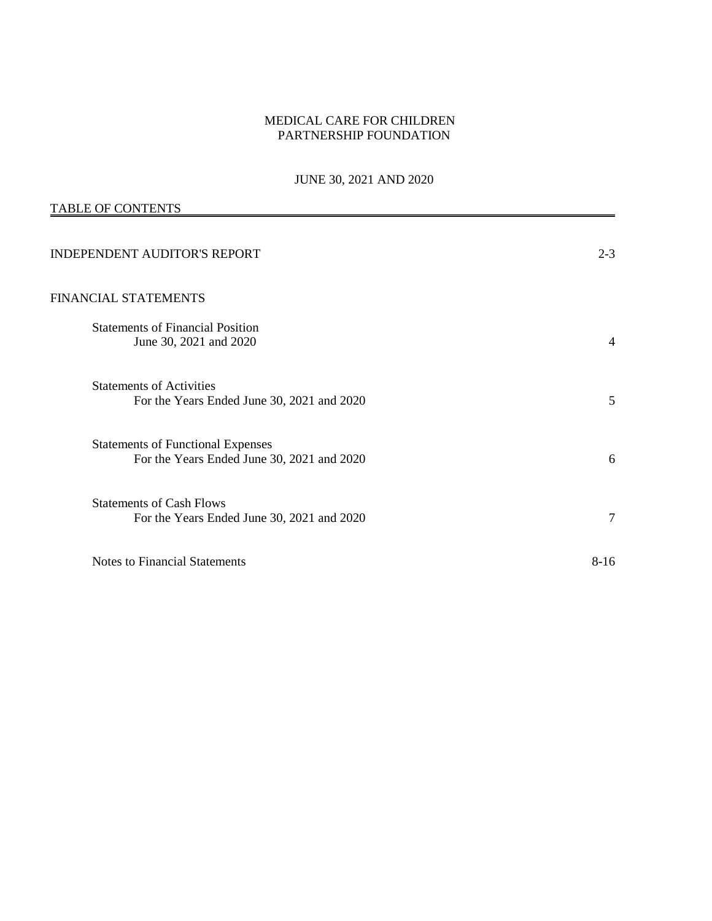# MEDICAL CARE FOR CHILDREN PARTNERSHIP FOUNDATION

## JUNE 30, 2021 AND 2020

### TABLE OF CONTENTS

| | |
|---|---|
| INDEPENDENT AUDITOR'S REPORT | 2-3 |
| FINANCIAL STATEMENTS | |
| Statements of Financial Position<br>June 30, 2021 and 2020 | 4 |
| Statements of Activities<br>For the Years Ended June 30, 2021 and 2020 | 5 |
| Statements of Functional Expenses<br>For the Years Ended June 30, 2021 and 2020 | 6 |
| Statements of Cash Flows<br>For the Years Ended June 30, 2021 and 2020 | 7 |
| Notes to Financial Statements | 8-16 |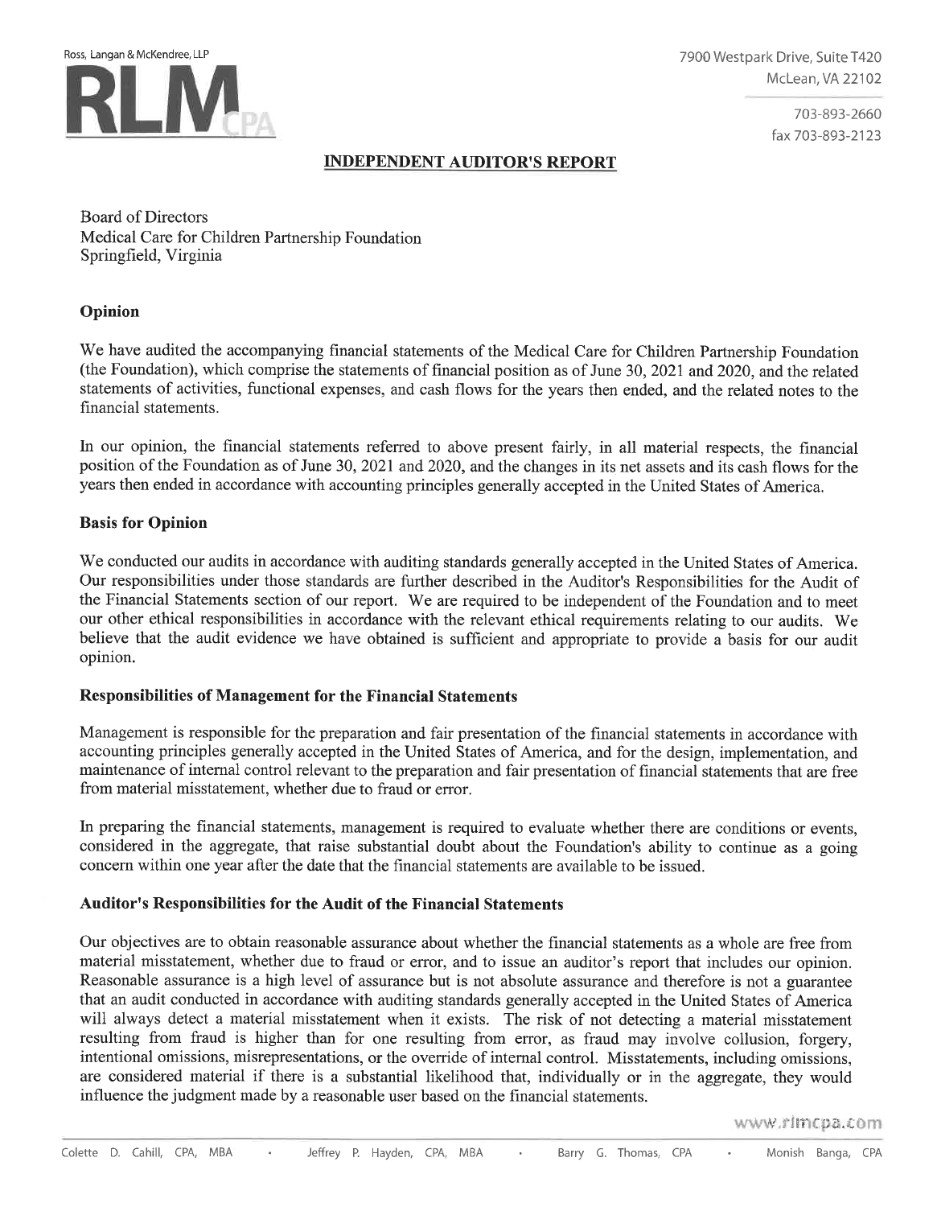Ross, Langan & McKendree, LLP

**RLM** CPA

7900 Westpark Drive, Suite T420
McLean, VA 22102

703-893-2660
fax 703-893-2123

## INDEPENDENT AUDITOR'S REPORT

Board of Directors
Medical Care for Children Partnership Foundation
Springfield, Virginia

### Opinion

We have audited the accompanying financial statements of the Medical Care for Children Partnership Foundation (the Foundation), which comprise the statements of financial position as of June 30, 2021 and 2020, and the related statements of activities, functional expenses, and cash flows for the years then ended, and the related notes to the financial statements.

In our opinion, the financial statements referred to above present fairly, in all material respects, the financial position of the Foundation as of June 30, 2021 and 2020, and the changes in its net assets and its cash flows for the years then ended in accordance with accounting principles generally accepted in the United States of America.

### Basis for Opinion

We conducted our audits in accordance with auditing standards generally accepted in the United States of America. Our responsibilities under those standards are further described in the Auditor's Responsibilities for the Audit of the Financial Statements section of our report. We are required to be independent of the Foundation and to meet our other ethical responsibilities in accordance with the relevant ethical requirements relating to our audits. We believe that the audit evidence we have obtained is sufficient and appropriate to provide a basis for our audit opinion.

### Responsibilities of Management for the Financial Statements

Management is responsible for the preparation and fair presentation of the financial statements in accordance with accounting principles generally accepted in the United States of America, and for the design, implementation, and maintenance of internal control relevant to the preparation and fair presentation of financial statements that are free from material misstatement, whether due to fraud or error.

In preparing the financial statements, management is required to evaluate whether there are conditions or events, considered in the aggregate, that raise substantial doubt about the Foundation's ability to continue as a going concern within one year after the date that the financial statements are available to be issued.

### Auditor's Responsibilities for the Audit of the Financial Statements

Our objectives are to obtain reasonable assurance about whether the financial statements as a whole are free from material misstatement, whether due to fraud or error, and to issue an auditor's report that includes our opinion. Reasonable assurance is a high level of assurance but is not absolute assurance and therefore is not a guarantee that an audit conducted in accordance with auditing standards generally accepted in the United States of America will always detect a material misstatement when it exists. The risk of not detecting a material misstatement resulting from fraud is higher than for one resulting from error, as fraud may involve collusion, forgery, intentional omissions, misrepresentations, or the override of internal control. Misstatements, including omissions, are considered material if there is a substantial likelihood that, individually or in the aggregate, they would influence the judgment made by a reasonable user based on the financial statements.

www.rlmcpa.com

Colette D. Cahill, CPA, MBA • Jeffrey P. Hayden, CPA, MBA • Barry G. Thomas, CPA • Monish Banga, CPA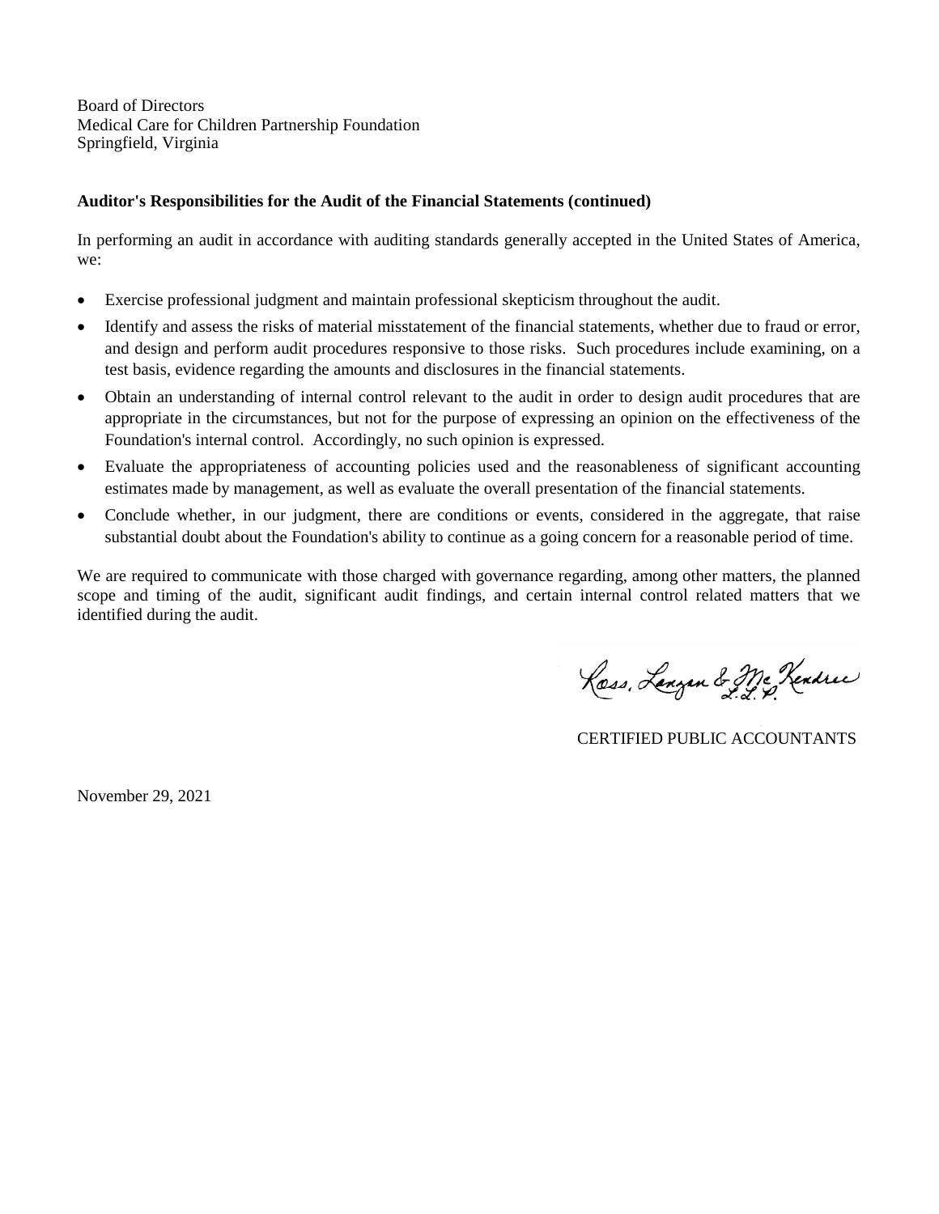Board of Directors
Medical Care for Children Partnership Foundation
Springfield, Virginia

**Auditor's Responsibilities for the Audit of the Financial Statements (continued)**

In performing an audit in accordance with auditing standards generally accepted in the United States of America, we:

- Exercise professional judgment and maintain professional skepticism throughout the audit.
- Identify and assess the risks of material misstatement of the financial statements, whether due to fraud or error, and design and perform audit procedures responsive to those risks. Such procedures include examining, on a test basis, evidence regarding the amounts and disclosures in the financial statements.
- Obtain an understanding of internal control relevant to the audit in order to design audit procedures that are appropriate in the circumstances, but not for the purpose of expressing an opinion on the effectiveness of the Foundation's internal control. Accordingly, no such opinion is expressed.
- Evaluate the appropriateness of accounting policies used and the reasonableness of significant accounting estimates made by management, as well as evaluate the overall presentation of the financial statements.
- Conclude whether, in our judgment, there are conditions or events, considered in the aggregate, that raise substantial doubt about the Foundation's ability to continue as a going concern for a reasonable period of time.

We are required to communicate with those charged with governance regarding, among other matters, the planned scope and timing of the audit, significant audit findings, and certain internal control related matters that we identified during the audit.

Ross, Langan & McKendree L.L.P.

CERTIFIED PUBLIC ACCOUNTANTS

November 29, 2021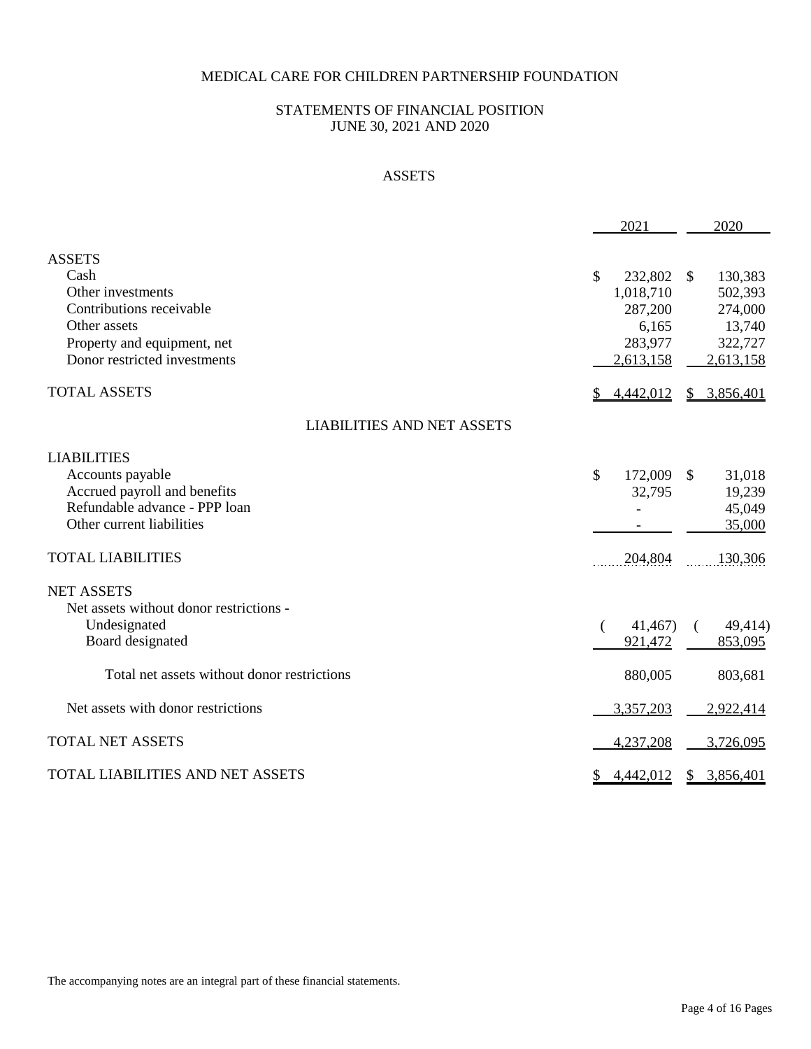# MEDICAL CARE FOR CHILDREN PARTNERSHIP FOUNDATION

## STATEMENTS OF FINANCIAL POSITION
## JUNE 30, 2021 AND 2020

### ASSETS

| | 2021 | 2020 |
|---|---|---|
| **ASSETS** | | |
| Cash | $ 232,802 | $ 130,383 |
| Other investments | 1,018,710 | 502,393 |
| Contributions receivable | 287,200 | 274,000 |
| Other assets | 6,165 | 13,740 |
| Property and equipment, net | 283,977 | 322,727 |
| Donor restricted investments | 2,613,158 | 2,613,158 |
| **TOTAL ASSETS** | $ 4,442,012 | $ 3,856,401 |

### LIABILITIES AND NET ASSETS

| | 2021 | 2020 |
|---|---|---|
| **LIABILITIES** | | |
| Accounts payable | $ 172,009 | $ 31,018 |
| Accrued payroll and benefits | 32,795 | 19,239 |
| Refundable advance - PPP loan | - | 45,049 |
| Other current liabilities | - | 35,000 |
| **TOTAL LIABILITIES** | 204,804 | 130,306 |
| **NET ASSETS** | | |
| Net assets without donor restrictions - | | |
| Undesignated | ( 41,467) | ( 49,414) |
| Board designated | 921,472 | 853,095 |
| Total net assets without donor restrictions | 880,005 | 803,681 |
| Net assets with donor restrictions | 3,357,203 | 2,922,414 |
| **TOTAL NET ASSETS** | 4,237,208 | 3,726,095 |
| **TOTAL LIABILITIES AND NET ASSETS** | $ 4,442,012 | $ 3,856,401 |

The accompanying notes are an integral part of these financial statements.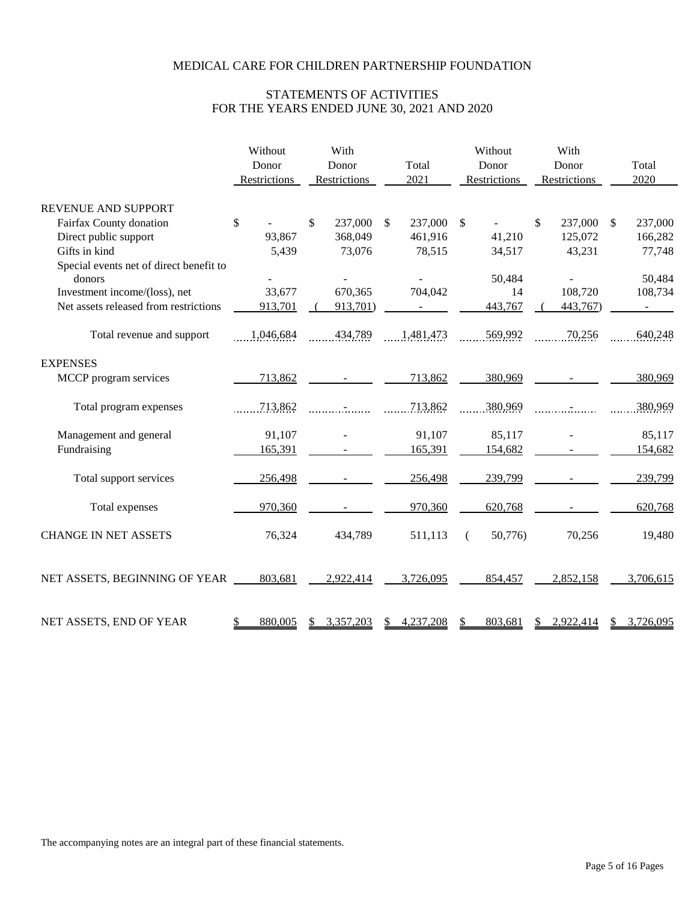# MEDICAL CARE FOR CHILDREN PARTNERSHIP FOUNDATION

## STATEMENTS OF ACTIVITIES
## FOR THE YEARS ENDED JUNE 30, 2021 AND 2020

| | Without Donor Restrictions | With Donor Restrictions | Total 2021 | Without Donor Restrictions | With Donor Restrictions | Total 2020 |
|---|---|---|---|---|---|---|
| **REVENUE AND SUPPORT** | | | | | | |
| Fairfax County donation | $ - | $ 237,000 | $ 237,000 | $ - | $ 237,000 | $ 237,000 |
| Direct public support | 93,867 | 368,049 | 461,916 | 41,210 | 125,072 | 166,282 |
| Gifts in kind | 5,439 | 73,076 | 78,515 | 34,517 | 43,231 | 77,748 |
| Special events net of direct benefit to donors | - | - | - | 50,484 | - | 50,484 |
| Investment income/(loss), net | 33,677 | 670,365 | 704,042 | 14 | 108,720 | 108,734 |
| Net assets released from restrictions | 913,701 | (913,701) | - | 443,767 | (443,767) | - |
| Total revenue and support | 1,046,684 | 434,789 | 1,481,473 | 569,992 | 70,256 | 640,248 |
| **EXPENSES** | | | | | | |
| MCCP program services | 713,862 | - | 713,862 | 380,969 | - | 380,969 |
| Total program expenses | 713,862 | - | 713,862 | 380,969 | - | 380,969 |
| Management and general | 91,107 | - | 91,107 | 85,117 | - | 85,117 |
| Fundraising | 165,391 | - | 165,391 | 154,682 | - | 154,682 |
| Total support services | 256,498 | - | 256,498 | 239,799 | - | 239,799 |
| Total expenses | 970,360 | - | 970,360 | 620,768 | - | 620,768 |
| **CHANGE IN NET ASSETS** | 76,324 | 434,789 | 511,113 | (50,776) | 70,256 | 19,480 |
| **NET ASSETS, BEGINNING OF YEAR** | 803,681 | 2,922,414 | 3,726,095 | 854,457 | 2,852,158 | 3,706,615 |
| **NET ASSETS, END OF YEAR** | $ 880,005 | $ 3,357,203 | $ 4,237,208 | $ 803,681 | $ 2,922,414 | $ 3,726,095 |

The accompanying notes are an integral part of these financial statements.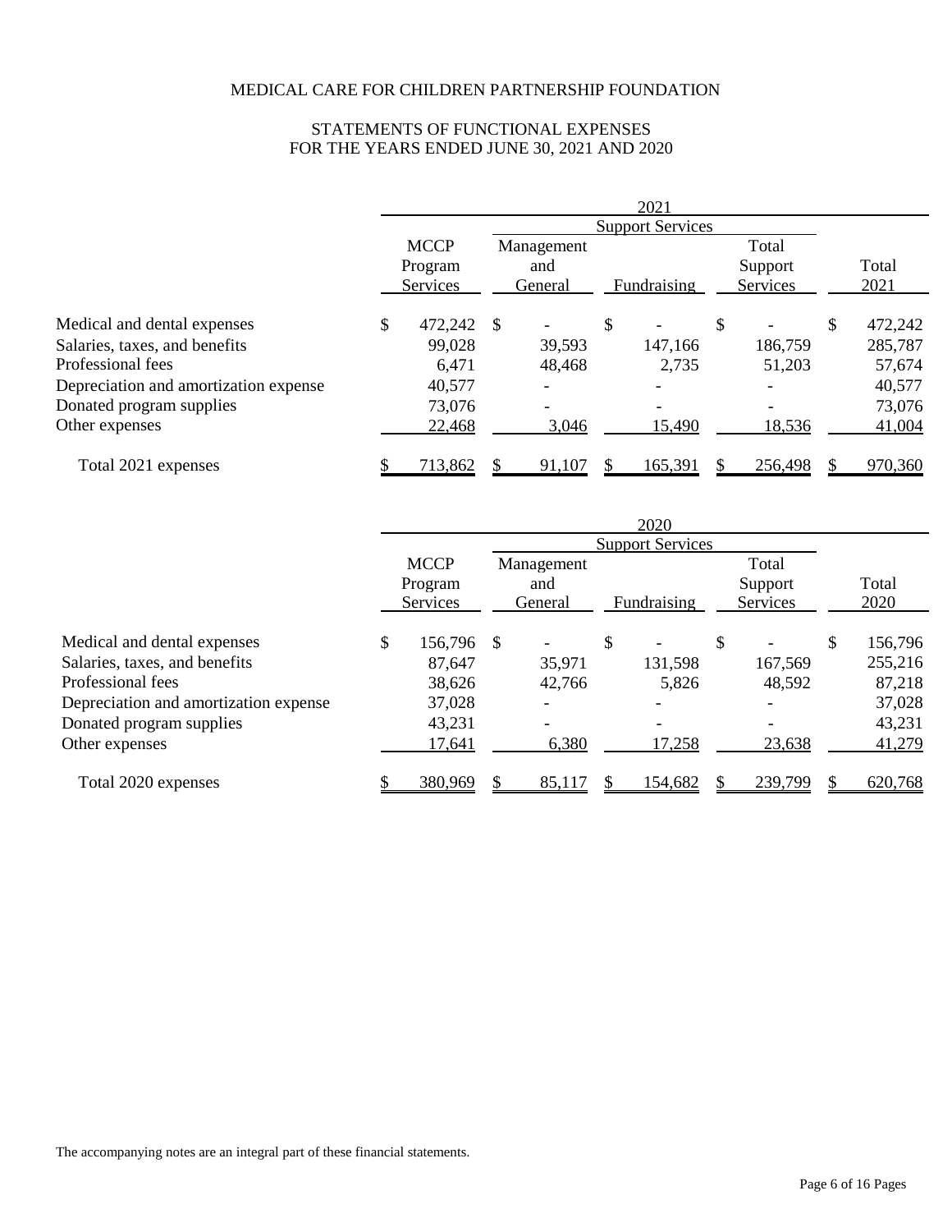# MEDICAL CARE FOR CHILDREN PARTNERSHIP FOUNDATION

## STATEMENTS OF FUNCTIONAL EXPENSES
## FOR THE YEARS ENDED JUNE 30, 2021 AND 2020

| | 2021 | | | | |
|---|---|---|---|---|---|
| | | Support Services | | | |
| | MCCP Program Services | Management and General | Fundraising | Total Support Services | Total 2021 |
| Medical and dental expenses | $ 472,242 | $ - | $ - | $ - | $ 472,242 |
| Salaries, taxes, and benefits | 99,028 | 39,593 | 147,166 | 186,759 | 285,787 |
| Professional fees | 6,471 | 48,468 | 2,735 | 51,203 | 57,674 |
| Depreciation and amortization expense | 40,577 | - | - | - | 40,577 |
| Donated program supplies | 73,076 | - | - | - | 73,076 |
| Other expenses | 22,468 | 3,046 | 15,490 | 18,536 | 41,004 |
| Total 2021 expenses | $ 713,862 | $ 91,107 | $ 165,391 | $ 256,498 | $ 970,360 |

| | 2020 | | | | |
|---|---|---|---|---|---|
| | | Support Services | | | |
| | MCCP Program Services | Management and General | Fundraising | Total Support Services | Total 2020 |
| Medical and dental expenses | $ 156,796 | $ - | $ - | $ - | $ 156,796 |
| Salaries, taxes, and benefits | 87,647 | 35,971 | 131,598 | 167,569 | 255,216 |
| Professional fees | 38,626 | 42,766 | 5,826 | 48,592 | 87,218 |
| Depreciation and amortization expense | 37,028 | - | - | - | 37,028 |
| Donated program supplies | 43,231 | - | - | - | 43,231 |
| Other expenses | 17,641 | 6,380 | 17,258 | 23,638 | 41,279 |
| Total 2020 expenses | $ 380,969 | $ 85,117 | $ 154,682 | $ 239,799 | $ 620,768 |

The accompanying notes are an integral part of these financial statements.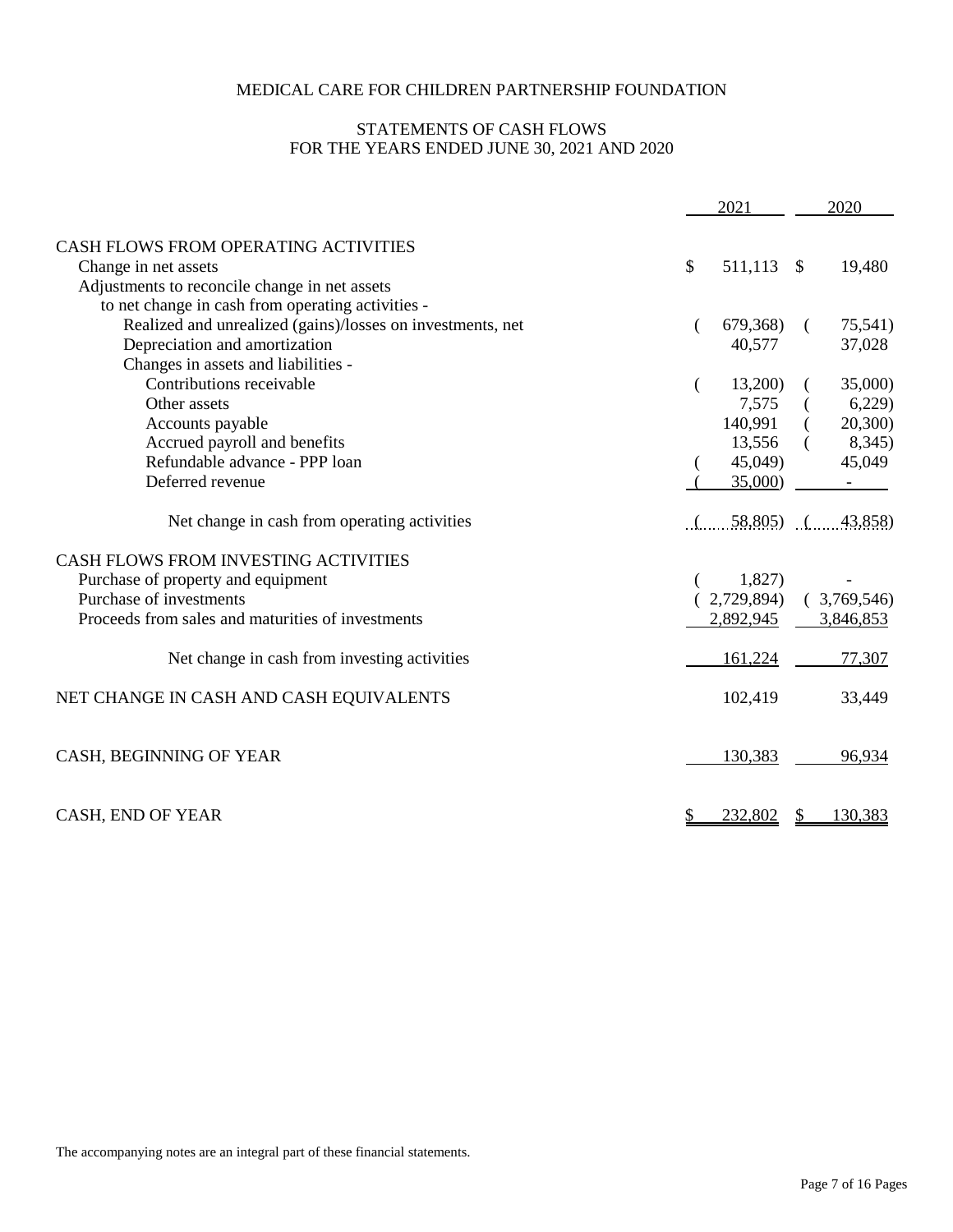# MEDICAL CARE FOR CHILDREN PARTNERSHIP FOUNDATION

## STATEMENTS OF CASH FLOWS
## FOR THE YEARS ENDED JUNE 30, 2021 AND 2020

| | 2021 | 2020 |
|---|---|---|
| **CASH FLOWS FROM OPERATING ACTIVITIES** | | |
| Change in net assets | $ 511,113 | $ 19,480 |
| Adjustments to reconcile change in net assets to net change in cash from operating activities - | | |
| Realized and unrealized (gains)/losses on investments, net | (679,368) | (75,541) |
| Depreciation and amortization | 40,577 | 37,028 |
| Changes in assets and liabilities - | | |
| Contributions receivable | (13,200) | (35,000) |
| Other assets | 7,575 | (6,229) |
| Accounts payable | 140,991 | (20,300) |
| Accrued payroll and benefits | 13,556 | (8,345) |
| Refundable advance - PPP loan | (45,049) | 45,049 |
| Deferred revenue | (35,000) | - |
| Net change in cash from operating activities | (58,805) | (43,858) |
| **CASH FLOWS FROM INVESTING ACTIVITIES** | | |
| Purchase of property and equipment | (1,827) | - |
| Purchase of investments | (2,729,894) | (3,769,546) |
| Proceeds from sales and maturities of investments | 2,892,945 | 3,846,853 |
| Net change in cash from investing activities | 161,224 | 77,307 |
| **NET CHANGE IN CASH AND CASH EQUIVALENTS** | 102,419 | 33,449 |
| **CASH, BEGINNING OF YEAR** | 130,383 | 96,934 |
| **CASH, END OF YEAR** | $ 232,802 | $ 130,383 |

The accompanying notes are an integral part of these financial statements.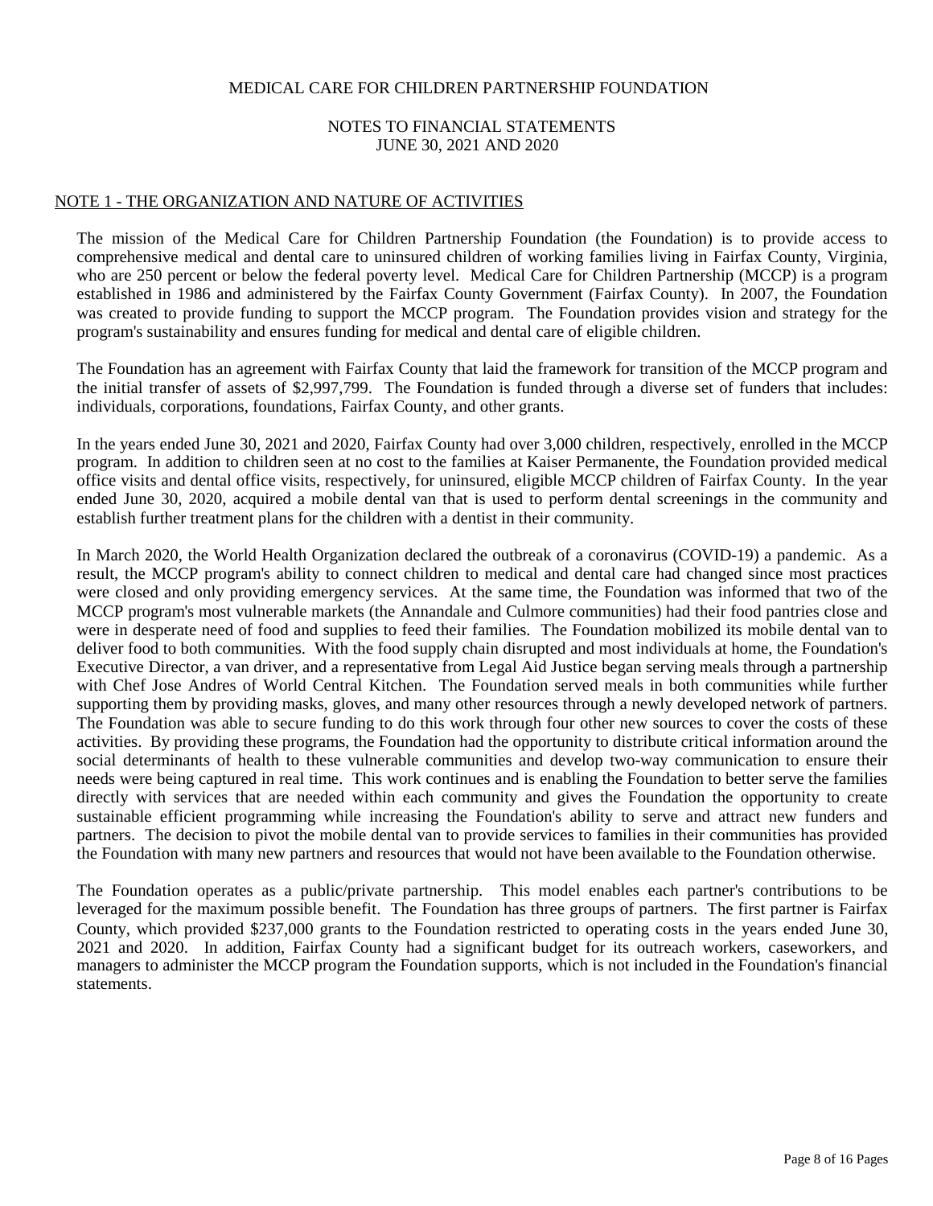MEDICAL CARE FOR CHILDREN PARTNERSHIP FOUNDATION

NOTES TO FINANCIAL STATEMENTS
JUNE 30, 2021 AND 2020

## NOTE 1 - THE ORGANIZATION AND NATURE OF ACTIVITIES

The mission of the Medical Care for Children Partnership Foundation (the Foundation) is to provide access to comprehensive medical and dental care to uninsured children of working families living in Fairfax County, Virginia, who are 250 percent or below the federal poverty level. Medical Care for Children Partnership (MCCP) is a program established in 1986 and administered by the Fairfax County Government (Fairfax County). In 2007, the Foundation was created to provide funding to support the MCCP program. The Foundation provides vision and strategy for the program's sustainability and ensures funding for medical and dental care of eligible children.

The Foundation has an agreement with Fairfax County that laid the framework for transition of the MCCP program and the initial transfer of assets of $2,997,799. The Foundation is funded through a diverse set of funders that includes: individuals, corporations, foundations, Fairfax County, and other grants.

In the years ended June 30, 2021 and 2020, Fairfax County had over 3,000 children, respectively, enrolled in the MCCP program. In addition to children seen at no cost to the families at Kaiser Permanente, the Foundation provided medical office visits and dental office visits, respectively, for uninsured, eligible MCCP children of Fairfax County. In the year ended June 30, 2020, acquired a mobile dental van that is used to perform dental screenings in the community and establish further treatment plans for the children with a dentist in their community.

In March 2020, the World Health Organization declared the outbreak of a coronavirus (COVID-19) a pandemic. As a result, the MCCP program's ability to connect children to medical and dental care had changed since most practices were closed and only providing emergency services. At the same time, the Foundation was informed that two of the MCCP program's most vulnerable markets (the Annandale and Culmore communities) had their food pantries close and were in desperate need of food and supplies to feed their families. The Foundation mobilized its mobile dental van to deliver food to both communities. With the food supply chain disrupted and most individuals at home, the Foundation's Executive Director, a van driver, and a representative from Legal Aid Justice began serving meals through a partnership with Chef Jose Andres of World Central Kitchen. The Foundation served meals in both communities while further supporting them by providing masks, gloves, and many other resources through a newly developed network of partners. The Foundation was able to secure funding to do this work through four other new sources to cover the costs of these activities. By providing these programs, the Foundation had the opportunity to distribute critical information around the social determinants of health to these vulnerable communities and develop two-way communication to ensure their needs were being captured in real time. This work continues and is enabling the Foundation to better serve the families directly with services that are needed within each community and gives the Foundation the opportunity to create sustainable efficient programming while increasing the Foundation's ability to serve and attract new funders and partners. The decision to pivot the mobile dental van to provide services to families in their communities has provided the Foundation with many new partners and resources that would not have been available to the Foundation otherwise.

The Foundation operates as a public/private partnership. This model enables each partner's contributions to be leveraged for the maximum possible benefit. The Foundation has three groups of partners. The first partner is Fairfax County, which provided $237,000 grants to the Foundation restricted to operating costs in the years ended June 30, 2021 and 2020. In addition, Fairfax County had a significant budget for its outreach workers, caseworkers, and managers to administer the MCCP program the Foundation supports, which is not included in the Foundation's financial statements.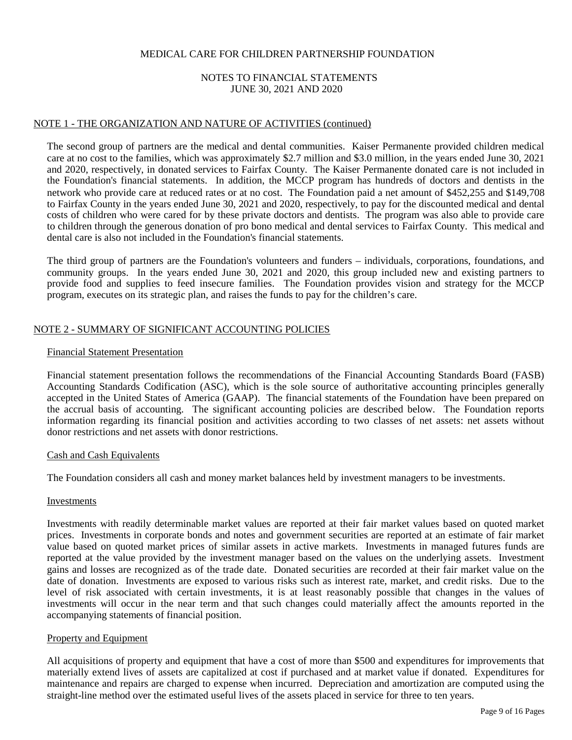MEDICAL CARE FOR CHILDREN PARTNERSHIP FOUNDATION

NOTES TO FINANCIAL STATEMENTS
JUNE 30, 2021 AND 2020

## NOTE 1 - THE ORGANIZATION AND NATURE OF ACTIVITIES (continued)

The second group of partners are the medical and dental communities. Kaiser Permanente provided children medical care at no cost to the families, which was approximately $2.7 million and $3.0 million, in the years ended June 30, 2021 and 2020, respectively, in donated services to Fairfax County. The Kaiser Permanente donated care is not included in the Foundation's financial statements. In addition, the MCCP program has hundreds of doctors and dentists in the network who provide care at reduced rates or at no cost. The Foundation paid a net amount of $452,255 and $149,708 to Fairfax County in the years ended June 30, 2021 and 2020, respectively, to pay for the discounted medical and dental costs of children who were cared for by these private doctors and dentists. The program was also able to provide care to children through the generous donation of pro bono medical and dental services to Fairfax County. This medical and dental care is also not included in the Foundation's financial statements.

The third group of partners are the Foundation's volunteers and funders – individuals, corporations, foundations, and community groups. In the years ended June 30, 2021 and 2020, this group included new and existing partners to provide food and supplies to feed insecure families. The Foundation provides vision and strategy for the MCCP program, executes on its strategic plan, and raises the funds to pay for the children's care.

## NOTE 2 - SUMMARY OF SIGNIFICANT ACCOUNTING POLICIES

### Financial Statement Presentation

Financial statement presentation follows the recommendations of the Financial Accounting Standards Board (FASB) Accounting Standards Codification (ASC), which is the sole source of authoritative accounting principles generally accepted in the United States of America (GAAP). The financial statements of the Foundation have been prepared on the accrual basis of accounting. The significant accounting policies are described below. The Foundation reports information regarding its financial position and activities according to two classes of net assets: net assets without donor restrictions and net assets with donor restrictions.

### Cash and Cash Equivalents

The Foundation considers all cash and money market balances held by investment managers to be investments.

### Investments

Investments with readily determinable market values are reported at their fair market values based on quoted market prices. Investments in corporate bonds and notes and government securities are reported at an estimate of fair market value based on quoted market prices of similar assets in active markets. Investments in managed futures funds are reported at the value provided by the investment manager based on the values on the underlying assets. Investment gains and losses are recognized as of the trade date. Donated securities are recorded at their fair market value on the date of donation. Investments are exposed to various risks such as interest rate, market, and credit risks. Due to the level of risk associated with certain investments, it is at least reasonably possible that changes in the values of investments will occur in the near term and that such changes could materially affect the amounts reported in the accompanying statements of financial position.

### Property and Equipment

All acquisitions of property and equipment that have a cost of more than $500 and expenditures for improvements that materially extend lives of assets are capitalized at cost if purchased and at market value if donated. Expenditures for maintenance and repairs are charged to expense when incurred. Depreciation and amortization are computed using the straight-line method over the estimated useful lives of the assets placed in service for three to ten years.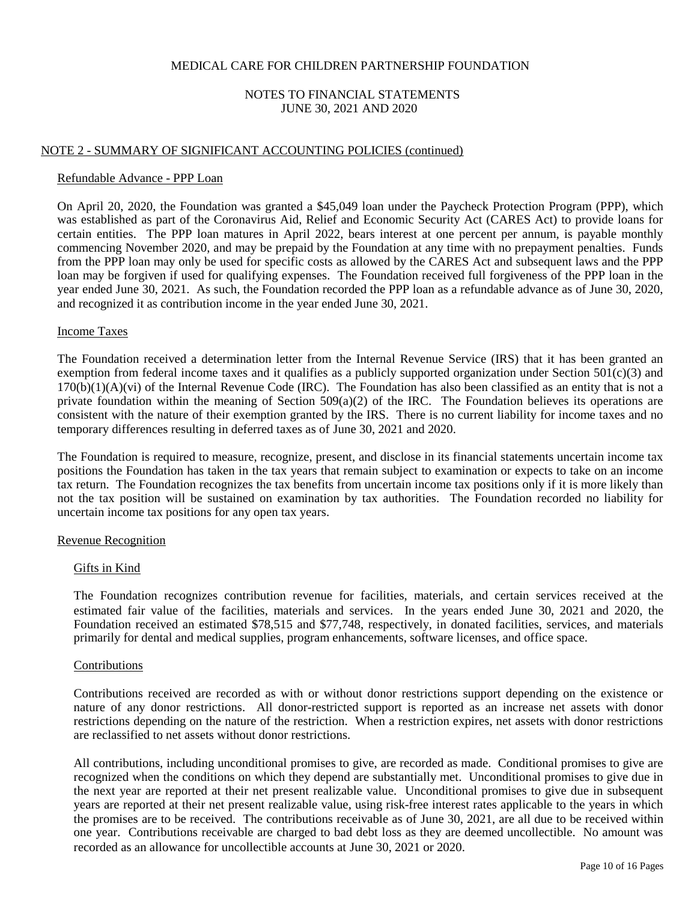MEDICAL CARE FOR CHILDREN PARTNERSHIP FOUNDATION

NOTES TO FINANCIAL STATEMENTS
JUNE 30, 2021 AND 2020

## NOTE 2 - SUMMARY OF SIGNIFICANT ACCOUNTING POLICIES (continued)

### Refundable Advance - PPP Loan

On April 20, 2020, the Foundation was granted a $45,049 loan under the Paycheck Protection Program (PPP), which was established as part of the Coronavirus Aid, Relief and Economic Security Act (CARES Act) to provide loans for certain entities. The PPP loan matures in April 2022, bears interest at one percent per annum, is payable monthly commencing November 2020, and may be prepaid by the Foundation at any time with no prepayment penalties. Funds from the PPP loan may only be used for specific costs as allowed by the CARES Act and subsequent laws and the PPP loan may be forgiven if used for qualifying expenses. The Foundation received full forgiveness of the PPP loan in the year ended June 30, 2021. As such, the Foundation recorded the PPP loan as a refundable advance as of June 30, 2020, and recognized it as contribution income in the year ended June 30, 2021.

### Income Taxes

The Foundation received a determination letter from the Internal Revenue Service (IRS) that it has been granted an exemption from federal income taxes and it qualifies as a publicly supported organization under Section 501(c)(3) and 170(b)(1)(A)(vi) of the Internal Revenue Code (IRC). The Foundation has also been classified as an entity that is not a private foundation within the meaning of Section 509(a)(2) of the IRC. The Foundation believes its operations are consistent with the nature of their exemption granted by the IRS. There is no current liability for income taxes and no temporary differences resulting in deferred taxes as of June 30, 2021 and 2020.

The Foundation is required to measure, recognize, present, and disclose in its financial statements uncertain income tax positions the Foundation has taken in the tax years that remain subject to examination or expects to take on an income tax return. The Foundation recognizes the tax benefits from uncertain income tax positions only if it is more likely than not the tax position will be sustained on examination by tax authorities. The Foundation recorded no liability for uncertain income tax positions for any open tax years.

### Revenue Recognition

#### Gifts in Kind

The Foundation recognizes contribution revenue for facilities, materials, and certain services received at the estimated fair value of the facilities, materials and services. In the years ended June 30, 2021 and 2020, the Foundation received an estimated $78,515 and $77,748, respectively, in donated facilities, services, and materials primarily for dental and medical supplies, program enhancements, software licenses, and office space.

#### Contributions

Contributions received are recorded as with or without donor restrictions support depending on the existence or nature of any donor restrictions. All donor-restricted support is reported as an increase net assets with donor restrictions depending on the nature of the restriction. When a restriction expires, net assets with donor restrictions are reclassified to net assets without donor restrictions.

All contributions, including unconditional promises to give, are recorded as made. Conditional promises to give are recognized when the conditions on which they depend are substantially met. Unconditional promises to give due in the next year are reported at their net present realizable value. Unconditional promises to give due in subsequent years are reported at their net present realizable value, using risk-free interest rates applicable to the years in which the promises are to be received. The contributions receivable as of June 30, 2021, are all due to be received within one year. Contributions receivable are charged to bad debt loss as they are deemed uncollectible. No amount was recorded as an allowance for uncollectible accounts at June 30, 2021 or 2020.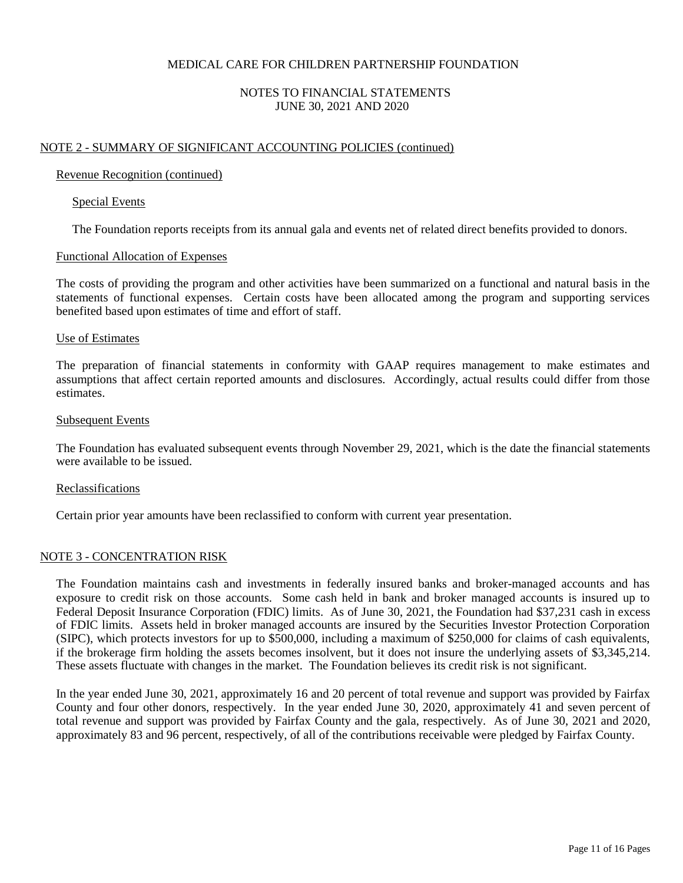MEDICAL CARE FOR CHILDREN PARTNERSHIP FOUNDATION

NOTES TO FINANCIAL STATEMENTS
JUNE 30, 2021 AND 2020

## NOTE 2 - SUMMARY OF SIGNIFICANT ACCOUNTING POLICIES (continued)

### Revenue Recognition (continued)

#### Special Events

The Foundation reports receipts from its annual gala and events net of related direct benefits provided to donors.

### Functional Allocation of Expenses

The costs of providing the program and other activities have been summarized on a functional and natural basis in the statements of functional expenses. Certain costs have been allocated among the program and supporting services benefited based upon estimates of time and effort of staff.

### Use of Estimates

The preparation of financial statements in conformity with GAAP requires management to make estimates and assumptions that affect certain reported amounts and disclosures. Accordingly, actual results could differ from those estimates.

### Subsequent Events

The Foundation has evaluated subsequent events through November 29, 2021, which is the date the financial statements were available to be issued.

### Reclassifications

Certain prior year amounts have been reclassified to conform with current year presentation.

## NOTE 3 - CONCENTRATION RISK

The Foundation maintains cash and investments in federally insured banks and broker-managed accounts and has exposure to credit risk on those accounts. Some cash held in bank and broker managed accounts is insured up to Federal Deposit Insurance Corporation (FDIC) limits. As of June 30, 2021, the Foundation had $37,231 cash in excess of FDIC limits. Assets held in broker managed accounts are insured by the Securities Investor Protection Corporation (SIPC), which protects investors for up to $500,000, including a maximum of $250,000 for claims of cash equivalents, if the brokerage firm holding the assets becomes insolvent, but it does not insure the underlying assets of $3,345,214. These assets fluctuate with changes in the market. The Foundation believes its credit risk is not significant.

In the year ended June 30, 2021, approximately 16 and 20 percent of total revenue and support was provided by Fairfax County and four other donors, respectively. In the year ended June 30, 2020, approximately 41 and seven percent of total revenue and support was provided by Fairfax County and the gala, respectively. As of June 30, 2021 and 2020, approximately 83 and 96 percent, respectively, of all of the contributions receivable were pledged by Fairfax County.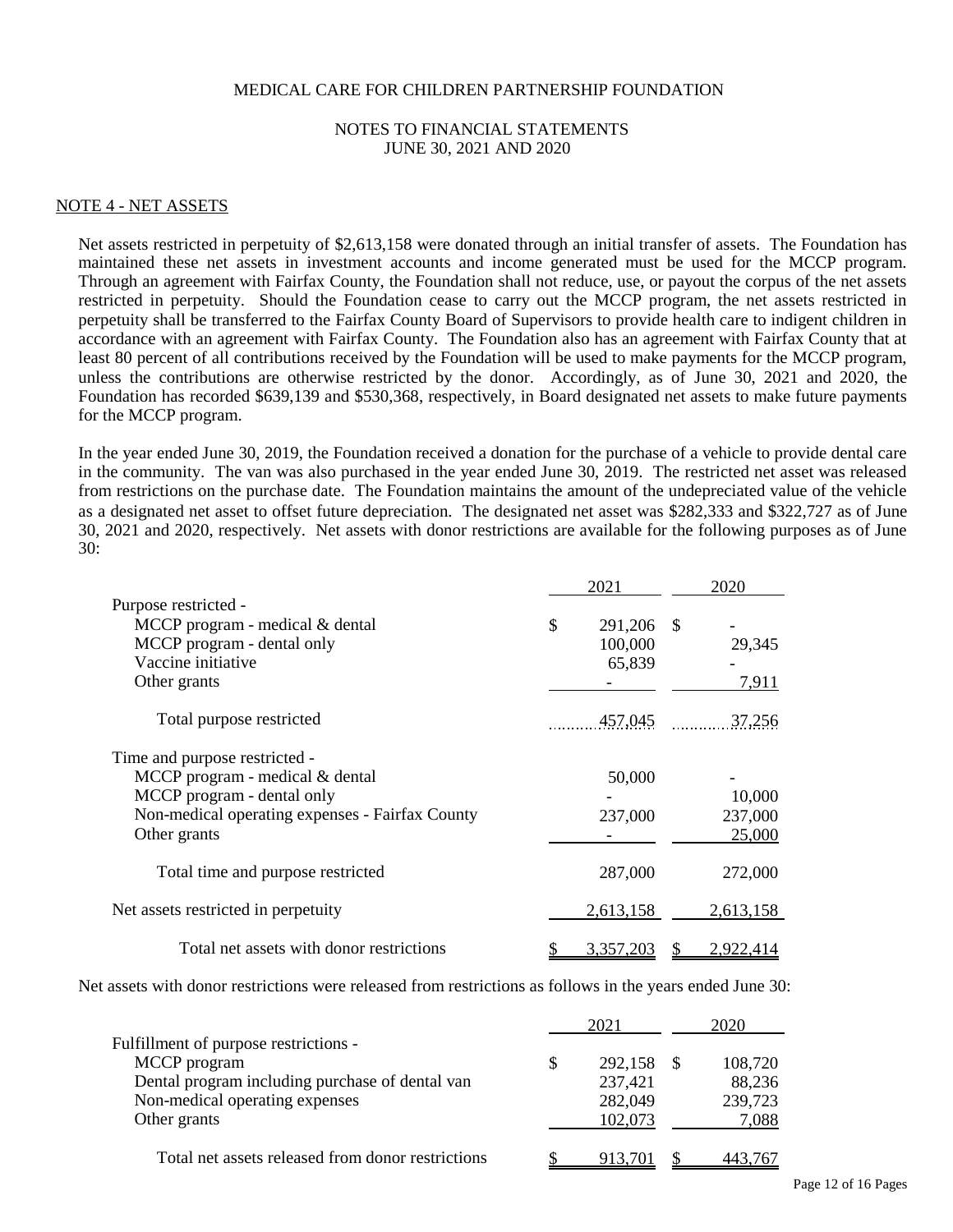MEDICAL CARE FOR CHILDREN PARTNERSHIP FOUNDATION

NOTES TO FINANCIAL STATEMENTS
JUNE 30, 2021 AND 2020

## NOTE 4 - NET ASSETS

Net assets restricted in perpetuity of $2,613,158 were donated through an initial transfer of assets. The Foundation has maintained these net assets in investment accounts and income generated must be used for the MCCP program. Through an agreement with Fairfax County, the Foundation shall not reduce, use, or payout the corpus of the net assets restricted in perpetuity. Should the Foundation cease to carry out the MCCP program, the net assets restricted in perpetuity shall be transferred to the Fairfax County Board of Supervisors to provide health care to indigent children in accordance with an agreement with Fairfax County. The Foundation also has an agreement with Fairfax County that at least 80 percent of all contributions received by the Foundation will be used to make payments for the MCCP program, unless the contributions are otherwise restricted by the donor. Accordingly, as of June 30, 2021 and 2020, the Foundation has recorded $639,139 and $530,368, respectively, in Board designated net assets to make future payments for the MCCP program.

In the year ended June 30, 2019, the Foundation received a donation for the purchase of a vehicle to provide dental care in the community. The van was also purchased in the year ended June 30, 2019. The restricted net asset was released from restrictions on the purchase date. The Foundation maintains the amount of the undepreciated value of the vehicle as a designated net asset to offset future depreciation. The designated net asset was $282,333 and $322,727 as of June 30, 2021 and 2020, respectively. Net assets with donor restrictions are available for the following purposes as of June 30:

| | 2021 | 2020 |
|---|---|---|
| Purpose restricted - | | |
| MCCP program - medical & dental | $ 291,206 | $ - |
| MCCP program - dental only | 100,000 | 29,345 |
| Vaccine initiative | 65,839 | - |
| Other grants | - | 7,911 |
| Total purpose restricted | 457,045 | 37,256 |
| Time and purpose restricted - | | |
| MCCP program - medical & dental | 50,000 | - |
| MCCP program - dental only | - | 10,000 |
| Non-medical operating expenses - Fairfax County | 237,000 | 237,000 |
| Other grants | - | 25,000 |
| Total time and purpose restricted | 287,000 | 272,000 |
| Net assets restricted in perpetuity | 2,613,158 | 2,613,158 |
| Total net assets with donor restrictions | $ 3,357,203 | $ 2,922,414 |

Net assets with donor restrictions were released from restrictions as follows in the years ended June 30:

| | 2021 | 2020 |
|---|---|---|
| Fulfillment of purpose restrictions - | | |
| MCCP program | $ 292,158 | $ 108,720 |
| Dental program including purchase of dental van | 237,421 | 88,236 |
| Non-medical operating expenses | 282,049 | 239,723 |
| Other grants | 102,073 | 7,088 |
| Total net assets released from donor restrictions | $ 913,701 | $ 443,767 |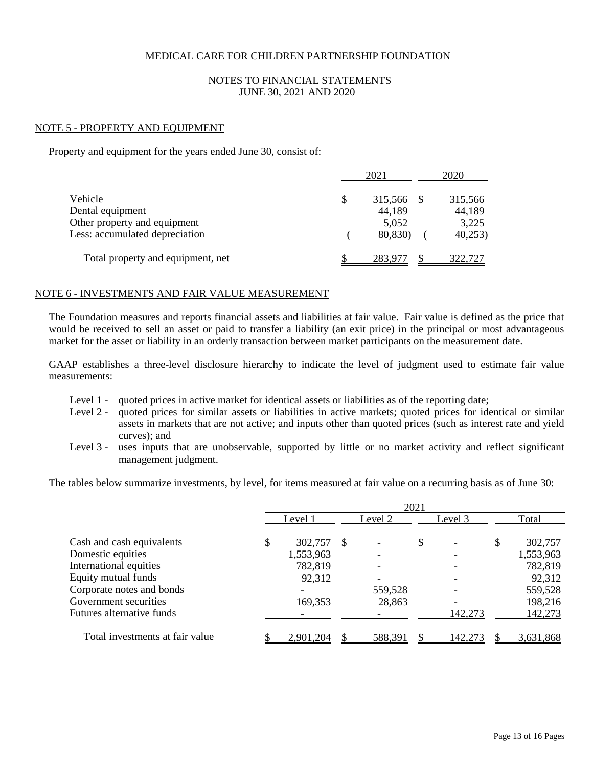MEDICAL CARE FOR CHILDREN PARTNERSHIP FOUNDATION

NOTES TO FINANCIAL STATEMENTS
JUNE 30, 2021 AND 2020

## NOTE 5 - PROPERTY AND EQUIPMENT

Property and equipment for the years ended June 30, consist of:

| | 2021 | 2020 |
|---|---|---|
| Vehicle | $ 315,566 | $ 315,566 |
| Dental equipment | 44,189 | 44,189 |
| Other property and equipment | 5,052 | 3,225 |
| Less: accumulated depreciation | ( 80,830) | ( 40,253) |
| Total property and equipment, net | $ 283,977 | $ 322,727 |

## NOTE 6 - INVESTMENTS AND FAIR VALUE MEASUREMENT

The Foundation measures and reports financial assets and liabilities at fair value. Fair value is defined as the price that would be received to sell an asset or paid to transfer a liability (an exit price) in the principal or most advantageous market for the asset or liability in an orderly transaction between market participants on the measurement date.

GAAP establishes a three-level disclosure hierarchy to indicate the level of judgment used to estimate fair value measurements:

- Level 1 - quoted prices in active market for identical assets or liabilities as of the reporting date;
- Level 2 - quoted prices for similar assets or liabilities in active markets; quoted prices for identical or similar assets in markets that are not active; and inputs other than quoted prices (such as interest rate and yield curves); and
- Level 3 - uses inputs that are unobservable, supported by little or no market activity and reflect significant management judgment.

The tables below summarize investments, by level, for items measured at fair value on a recurring basis as of June 30:

| | 2021 | | | |
|---|---|---|---|---|
| | Level 1 | Level 2 | Level 3 | Total |
| Cash and cash equivalents | $ 302,757 | $ - | $ - | $ 302,757 |
| Domestic equities | 1,553,963 | - | - | 1,553,963 |
| International equities | 782,819 | - | - | 782,819 |
| Equity mutual funds | 92,312 | - | - | 92,312 |
| Corporate notes and bonds | - | 559,528 | - | 559,528 |
| Government securities | 169,353 | 28,863 | - | 198,216 |
| Futures alternative funds | - | - | 142,273 | 142,273 |
| Total investments at fair value | $ 2,901,204 | $ 588,391 | $ 142,273 | $ 3,631,868 |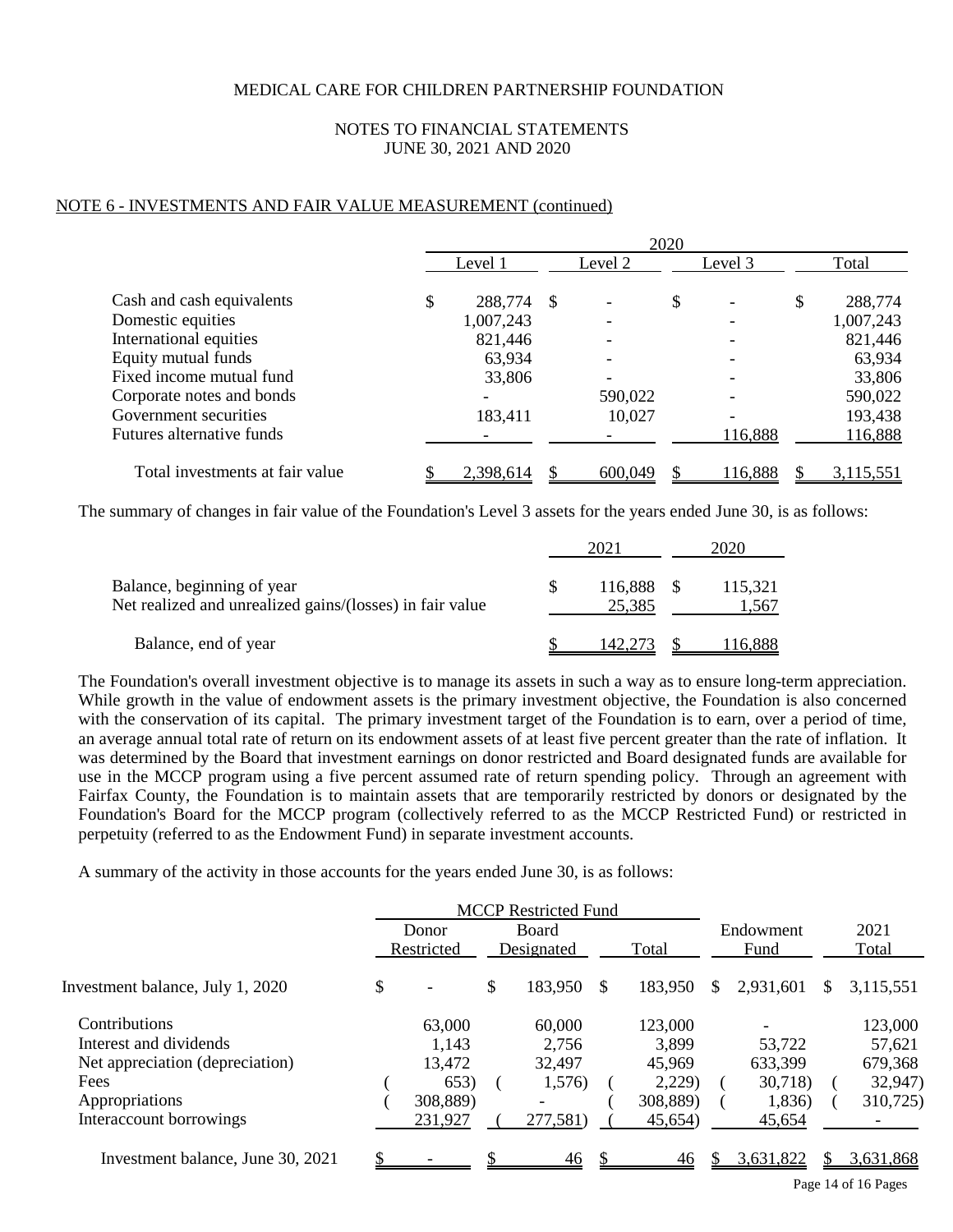MEDICAL CARE FOR CHILDREN PARTNERSHIP FOUNDATION

NOTES TO FINANCIAL STATEMENTS
JUNE 30, 2021 AND 2020

NOTE 6 - INVESTMENTS AND FAIR VALUE MEASUREMENT (continued)

| | 2020 | | | |
|---|---|---|---|---|
| | Level 1 | Level 2 | Level 3 | Total |
| Cash and cash equivalents | $ 288,774 | $ - | $ - | $ 288,774 |
| Domestic equities | 1,007,243 | - | - | 1,007,243 |
| International equities | 821,446 | - | - | 821,446 |
| Equity mutual funds | 63,934 | - | - | 63,934 |
| Fixed income mutual fund | 33,806 | - | - | 33,806 |
| Corporate notes and bonds | - | 590,022 | - | 590,022 |
| Government securities | 183,411 | 10,027 | - | 193,438 |
| Futures alternative funds | - | - | 116,888 | 116,888 |
| Total investments at fair value | $ 2,398,614 | $ 600,049 | $ 116,888 | $ 3,115,551 |

The summary of changes in fair value of the Foundation's Level 3 assets for the years ended June 30, is as follows:

| | 2021 | 2020 |
|---|---|---|
| Balance, beginning of year | $ 116,888 | $ 115,321 |
| Net realized and unrealized gains/(losses) in fair value | 25,385 | 1,567 |
| Balance, end of year | $ 142,273 | $ 116,888 |

The Foundation's overall investment objective is to manage its assets in such a way as to ensure long-term appreciation. While growth in the value of endowment assets is the primary investment objective, the Foundation is also concerned with the conservation of its capital. The primary investment target of the Foundation is to earn, over a period of time, an average annual total rate of return on its endowment assets of at least five percent greater than the rate of inflation. It was determined by the Board that investment earnings on donor restricted and Board designated funds are available for use in the MCCP program using a five percent assumed rate of return spending policy. Through an agreement with Fairfax County, the Foundation is to maintain assets that are temporarily restricted by donors or designated by the Foundation's Board for the MCCP program (collectively referred to as the MCCP Restricted Fund) or restricted in perpetuity (referred to as the Endowment Fund) in separate investment accounts.

A summary of the activity in those accounts for the years ended June 30, is as follows:

| | MCCP Restricted Fund | | | | |
|---|---|---|---|---|---|
| | Donor Restricted | Board Designated | Total | Endowment Fund | 2021 Total |
| Investment balance, July 1, 2020 | $ - | $ 183,950 | $ 183,950 | $ 2,931,601 | $ 3,115,551 |
| Contributions | 63,000 | 60,000 | 123,000 | - | 123,000 |
| Interest and dividends | 1,143 | 2,756 | 3,899 | 53,722 | 57,621 |
| Net appreciation (depreciation) | 13,472 | 32,497 | 45,969 | 633,399 | 679,368 |
| Fees | (653) | (1,576) | (2,229) | (30,718) | (32,947) |
| Appropriations | (308,889) | - | (308,889) | (1,836) | (310,725) |
| Interaccount borrowings | 231,927 | (277,581) | (45,654) | 45,654 | - |
| Investment balance, June 30, 2021 | $ - | $ 46 | $ 46 | $ 3,631,822 | $ 3,631,868 |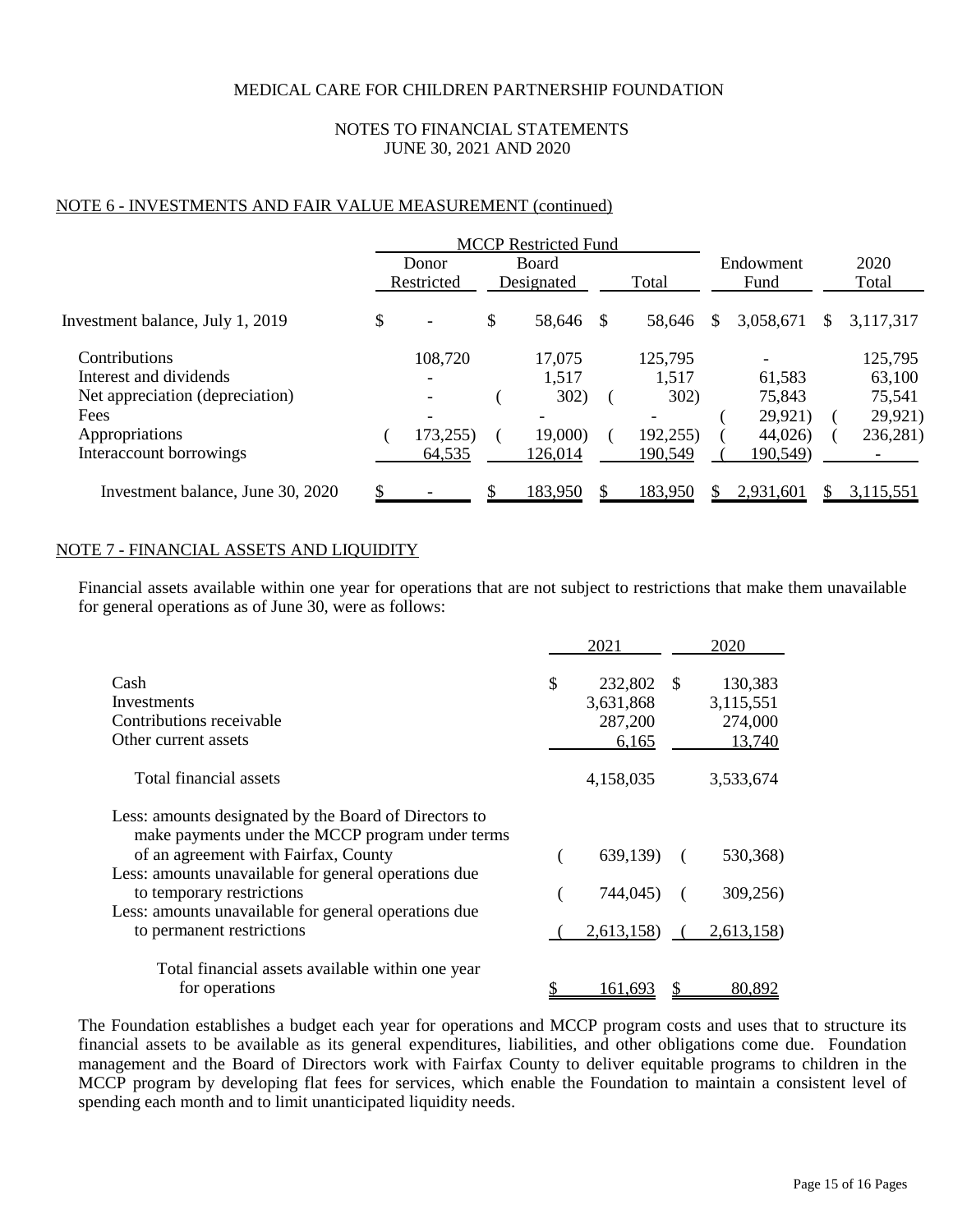MEDICAL CARE FOR CHILDREN PARTNERSHIP FOUNDATION

NOTES TO FINANCIAL STATEMENTS
JUNE 30, 2021 AND 2020

## NOTE 6 - INVESTMENTS AND FAIR VALUE MEASUREMENT (continued)

| | MCCP Restricted Fund | | | | |
|---|---|---|---|---|---|
| | Donor Restricted | Board Designated | Total | Endowment Fund | 2020 Total |
| Investment balance, July 1, 2019 | $ - | $ 58,646 | $ 58,646 | $ 3,058,671 | $ 3,117,317 |
| Contributions | 108,720 | 17,075 | 125,795 | - | 125,795 |
| Interest and dividends | - | 1,517 | 1,517 | 61,583 | 63,100 |
| Net appreciation (depreciation) | - | (302) | (302) | 75,843 | 75,541 |
| Fees | - | - | - | (29,921) | (29,921) |
| Appropriations | (173,255) | (19,000) | (192,255) | (44,026) | (236,281) |
| Interaccount borrowings | 64,535 | 126,014 | 190,549 | (190,549) | - |
| Investment balance, June 30, 2020 | $ - | $ 183,950 | $ 183,950 | $ 2,931,601 | $ 3,115,551 |

## NOTE 7 - FINANCIAL ASSETS AND LIQUIDITY

Financial assets available within one year for operations that are not subject to restrictions that make them unavailable for general operations as of June 30, were as follows:

| | 2021 | 2020 |
|---|---|---|
| Cash | $ 232,802 | $ 130,383 |
| Investments | 3,631,868 | 3,115,551 |
| Contributions receivable | 287,200 | 274,000 |
| Other current assets | 6,165 | 13,740 |
| Total financial assets | 4,158,035 | 3,533,674 |
| Less: amounts designated by the Board of Directors to make payments under the MCCP program under terms of an agreement with Fairfax, County | (639,139) | (530,368) |
| Less: amounts unavailable for general operations due to temporary restrictions | (744,045) | (309,256) |
| Less: amounts unavailable for general operations due to permanent restrictions | (2,613,158) | (2,613,158) |
| Total financial assets available within one year for operations | $ 161,693 | $ 80,892 |

The Foundation establishes a budget each year for operations and MCCP program costs and uses that to structure its financial assets to be available as its general expenditures, liabilities, and other obligations come due. Foundation management and the Board of Directors work with Fairfax County to deliver equitable programs to children in the MCCP program by developing flat fees for services, which enable the Foundation to maintain a consistent level of spending each month and to limit unanticipated liquidity needs.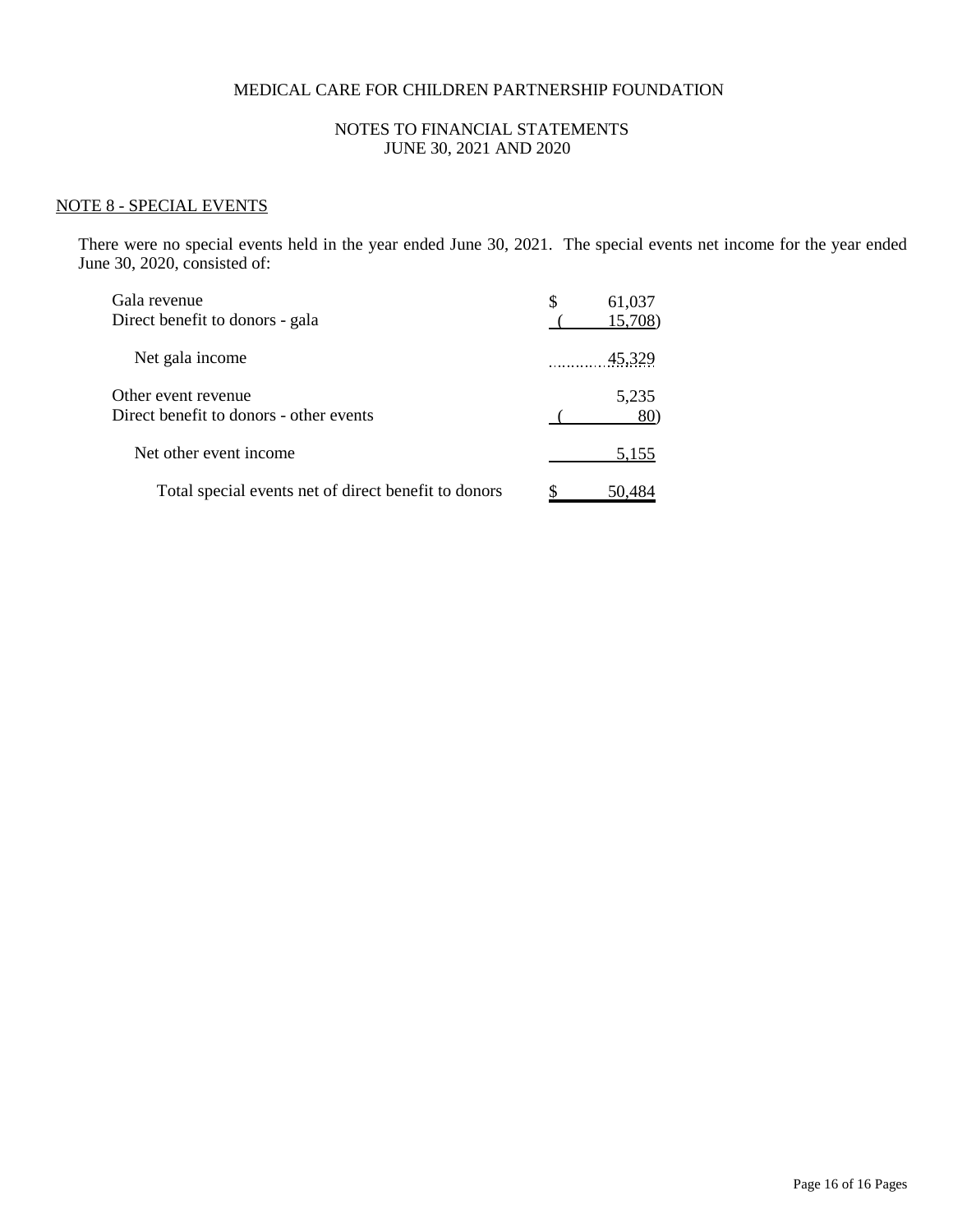MEDICAL CARE FOR CHILDREN PARTNERSHIP FOUNDATION

NOTES TO FINANCIAL STATEMENTS
JUNE 30, 2021 AND 2020

## NOTE 8 - SPECIAL EVENTS

There were no special events held in the year ended June 30, 2021. The special events net income for the year ended June 30, 2020, consisted of:

| | |
|---|---|
| Gala revenue | $ 61,037 |
| Direct benefit to donors - gala | ( 15,708) |
| Net gala income | 45,329 |
| Other event revenue | 5,235 |
| Direct benefit to donors - other events | ( 80) |
| Net other event income | 5,155 |
| Total special events net of direct benefit to donors | $ 50,484 |